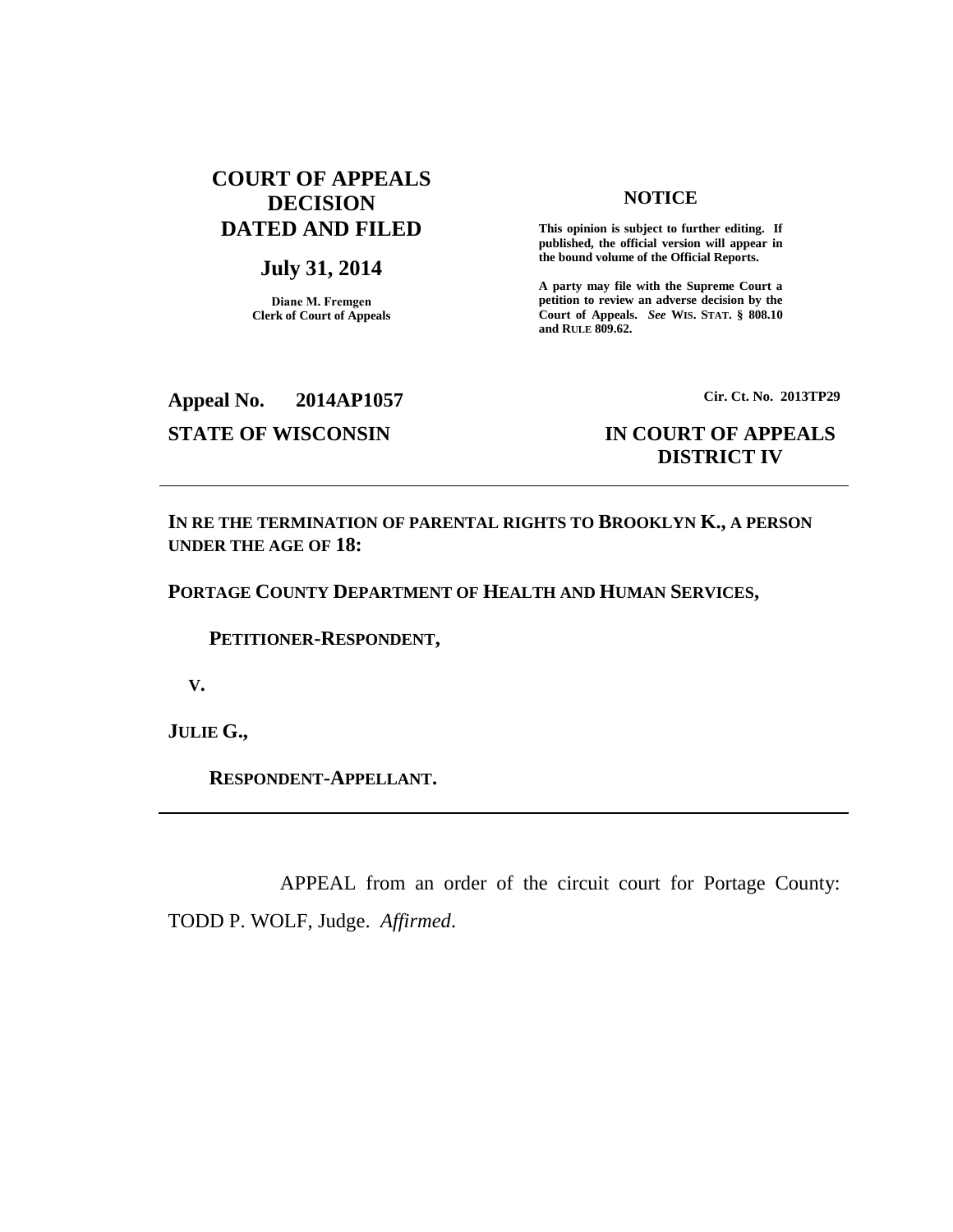**COURT OF APPEALS DECISION DATED AND FILED**

**July 31, 2014**

**Diane M. Fremgen**
**Clerk of Court of Appeals**

**NOTICE**

**This opinion is subject to further editing. If published, the official version will appear in the bound volume of the Official Reports.**

**A party may file with the Supreme Court a petition to review an adverse decision by the Court of Appeals.** ***See*** **WIS. STAT. § 808.10 and RULE 809.62.**

**Appeal No. 2014AP1057**

**Cir. Ct. No. 2013TP29**

**STATE OF WISCONSIN**

**IN COURT OF APPEALS**
**DISTRICT IV**

---

**IN RE THE TERMINATION OF PARENTAL RIGHTS TO BROOKLYN K., A PERSON UNDER THE AGE OF 18:**

**PORTAGE COUNTY DEPARTMENT OF HEALTH AND HUMAN SERVICES,**

**PETITIONER-RESPONDENT,**

**V.**

**JULIE G.,**

**RESPONDENT-APPELLANT.**

---

APPEAL from an order of the circuit court for Portage County: TODD P. WOLF, Judge. *Affirmed*.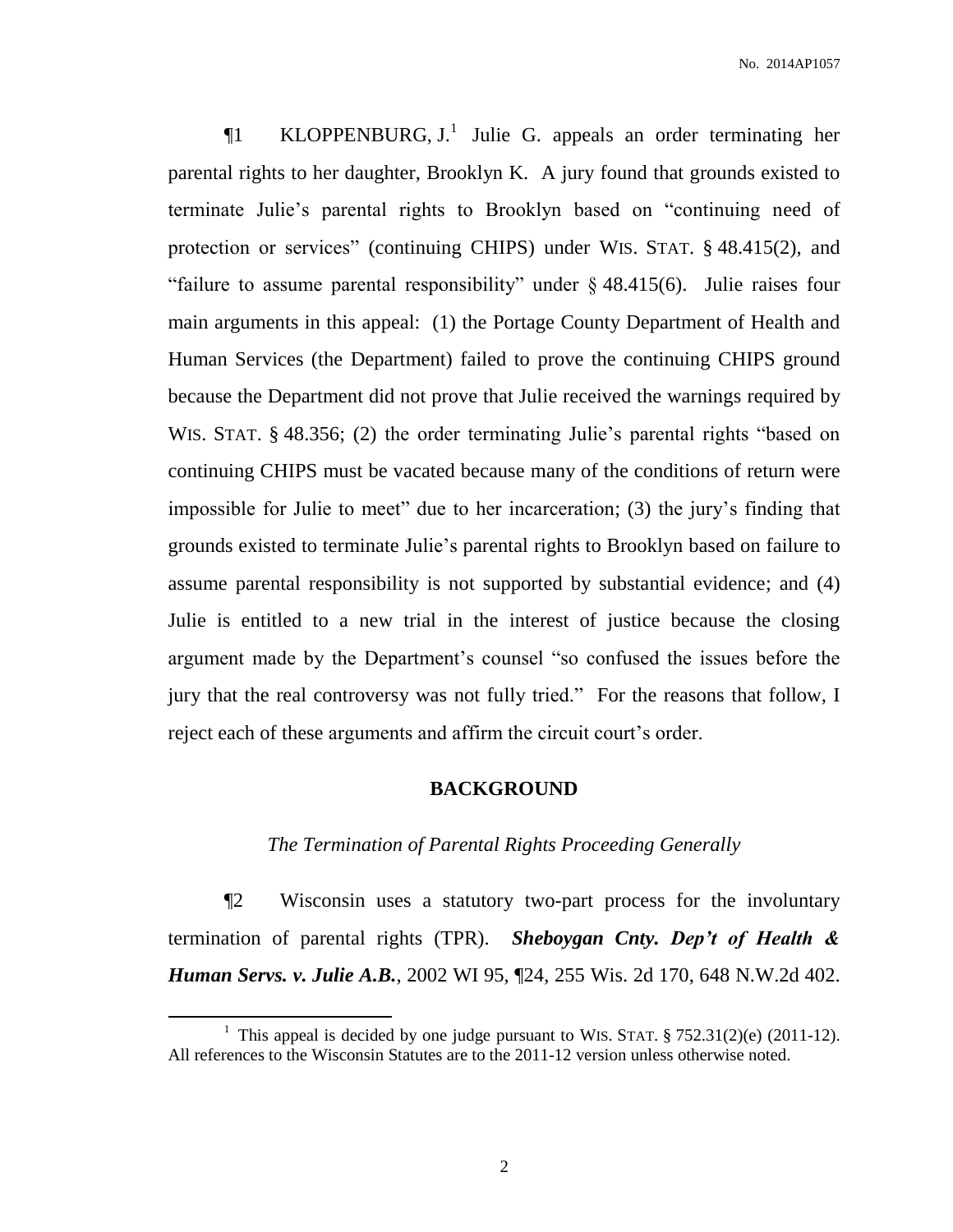¶1 KLOPPENBURG, J.[1] Julie G. appeals an order terminating her parental rights to her daughter, Brooklyn K. A jury found that grounds existed to terminate Julie's parental rights to Brooklyn based on "continuing need of protection or services" (continuing CHIPS) under WIS. STAT. § 48.415(2), and "failure to assume parental responsibility" under § 48.415(6). Julie raises four main arguments in this appeal: (1) the Portage County Department of Health and Human Services (the Department) failed to prove the continuing CHIPS ground because the Department did not prove that Julie received the warnings required by WIS. STAT. § 48.356; (2) the order terminating Julie's parental rights "based on continuing CHIPS must be vacated because many of the conditions of return were impossible for Julie to meet" due to her incarceration; (3) the jury's finding that grounds existed to terminate Julie's parental rights to Brooklyn based on failure to assume parental responsibility is not supported by substantial evidence; and (4) Julie is entitled to a new trial in the interest of justice because the closing argument made by the Department's counsel "so confused the issues before the jury that the real controversy was not fully tried." For the reasons that follow, I reject each of these arguments and affirm the circuit court's order.

## BACKGROUND

### *The Termination of Parental Rights Proceeding Generally*

¶2 Wisconsin uses a statutory two-part process for the involuntary termination of parental rights (TPR). ***Sheboygan Cnty. Dep't of Health & Human Servs. v. Julie A.B.***, 2002 WI 95, ¶24, 255 Wis. 2d 170, 648 N.W.2d 402.

---

[1] This appeal is decided by one judge pursuant to WIS. STAT. § 752.31(2)(e) (2011-12). All references to the Wisconsin Statutes are to the 2011-12 version unless otherwise noted.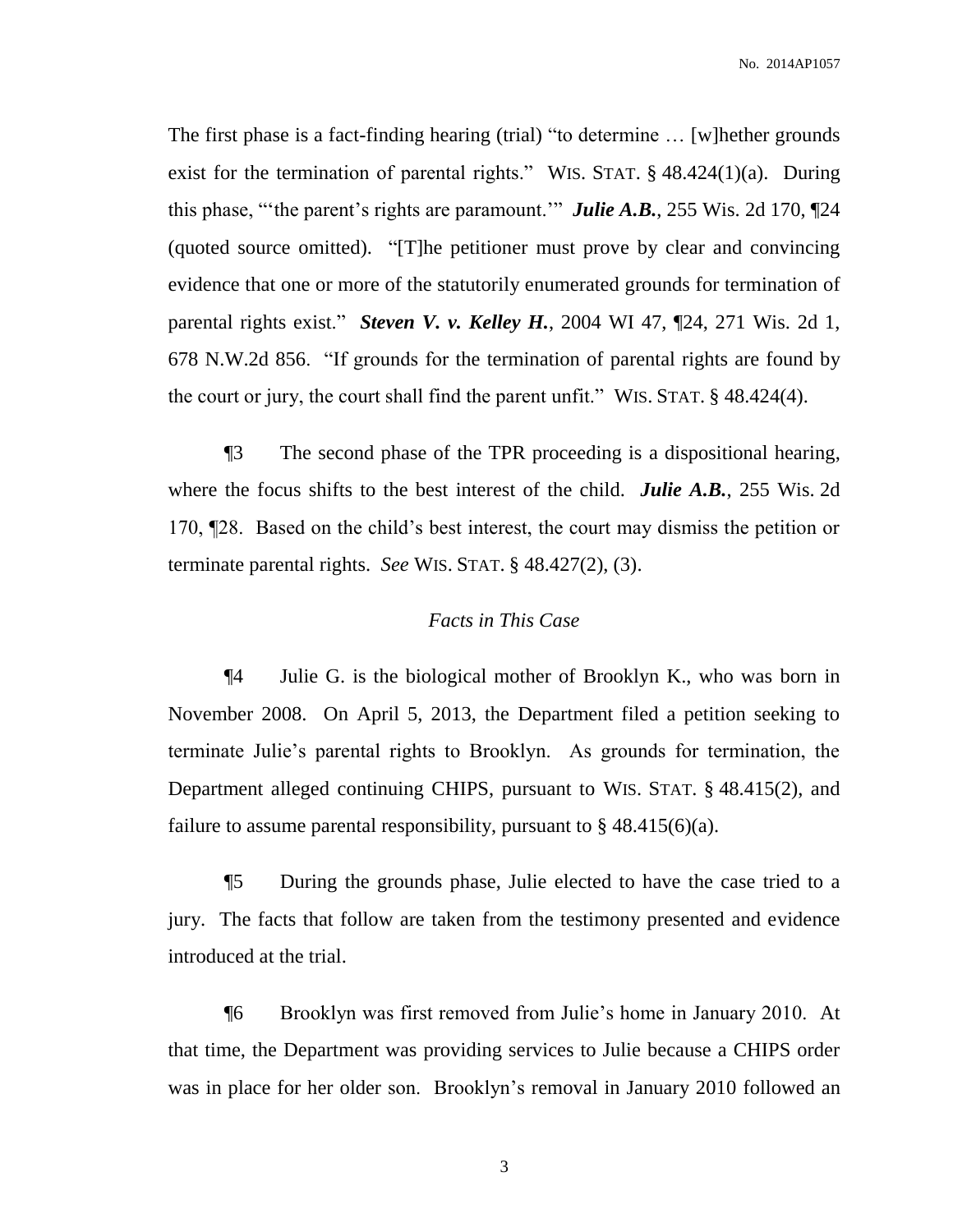The first phase is a fact-finding hearing (trial) "to determine … [w]hether grounds exist for the termination of parental rights." WIS. STAT. § 48.424(1)(a). During this phase, "'the parent's rights are paramount.'" ***Julie A.B.***, 255 Wis. 2d 170, ¶24 (quoted source omitted). "[T]he petitioner must prove by clear and convincing evidence that one or more of the statutorily enumerated grounds for termination of parental rights exist." ***Steven V. v. Kelley H.***, 2004 WI 47, ¶24, 271 Wis. 2d 1, 678 N.W.2d 856. "If grounds for the termination of parental rights are found by the court or jury, the court shall find the parent unfit." WIS. STAT. § 48.424(4).

¶3 The second phase of the TPR proceeding is a dispositional hearing, where the focus shifts to the best interest of the child. ***Julie A.B.***, 255 Wis. 2d 170, ¶28. Based on the child's best interest, the court may dismiss the petition or terminate parental rights. *See* WIS. STAT. § 48.427(2), (3).

*Facts in This Case*

¶4 Julie G. is the biological mother of Brooklyn K., who was born in November 2008. On April 5, 2013, the Department filed a petition seeking to terminate Julie's parental rights to Brooklyn. As grounds for termination, the Department alleged continuing CHIPS, pursuant to WIS. STAT. § 48.415(2), and failure to assume parental responsibility, pursuant to § 48.415(6)(a).

¶5 During the grounds phase, Julie elected to have the case tried to a jury. The facts that follow are taken from the testimony presented and evidence introduced at the trial.

¶6 Brooklyn was first removed from Julie's home in January 2010. At that time, the Department was providing services to Julie because a CHIPS order was in place for her older son. Brooklyn's removal in January 2010 followed an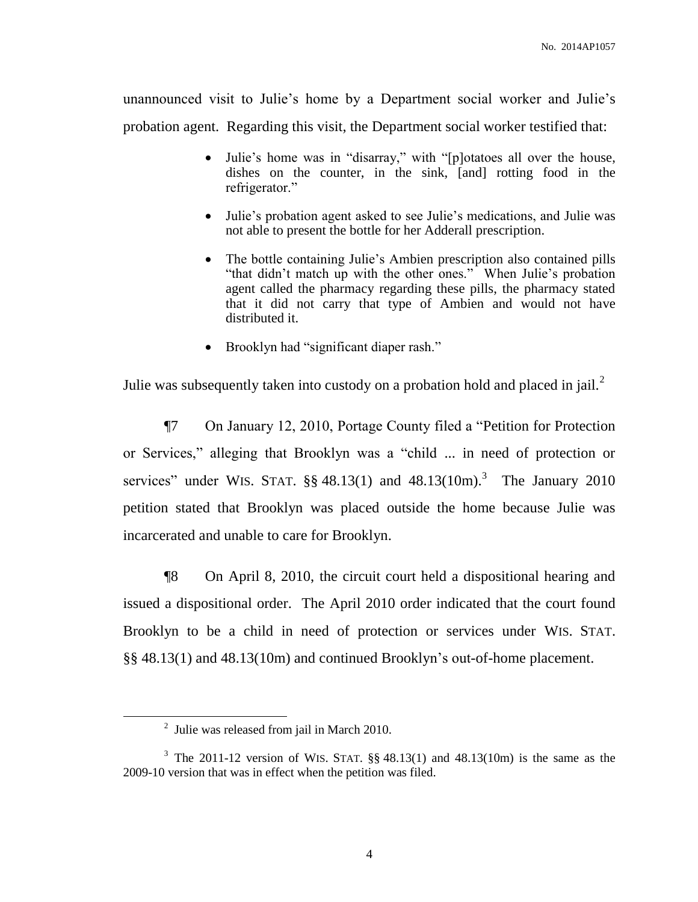unannounced visit to Julie's home by a Department social worker and Julie's probation agent. Regarding this visit, the Department social worker testified that:

- Julie's home was in "disarray," with "[p]otatoes all over the house, dishes on the counter, in the sink, [and] rotting food in the refrigerator."
- Julie's probation agent asked to see Julie's medications, and Julie was not able to present the bottle for her Adderall prescription.
- The bottle containing Julie's Ambien prescription also contained pills "that didn't match up with the other ones." When Julie's probation agent called the pharmacy regarding these pills, the pharmacy stated that it did not carry that type of Ambien and would not have distributed it.
- Brooklyn had "significant diaper rash."

Julie was subsequently taken into custody on a probation hold and placed in jail.[2]

¶7 On January 12, 2010, Portage County filed a "Petition for Protection or Services," alleging that Brooklyn was a "child ... in need of protection or services" under WIS. STAT. §§ 48.13(1) and 48.13(10m).[3] The January 2010 petition stated that Brooklyn was placed outside the home because Julie was incarcerated and unable to care for Brooklyn.

¶8 On April 8, 2010, the circuit court held a dispositional hearing and issued a dispositional order. The April 2010 order indicated that the court found Brooklyn to be a child in need of protection or services under WIS. STAT. §§ 48.13(1) and 48.13(10m) and continued Brooklyn's out-of-home placement.

---

[2] Julie was released from jail in March 2010.

[3] The 2011-12 version of WIS. STAT. §§ 48.13(1) and 48.13(10m) is the same as the 2009-10 version that was in effect when the petition was filed.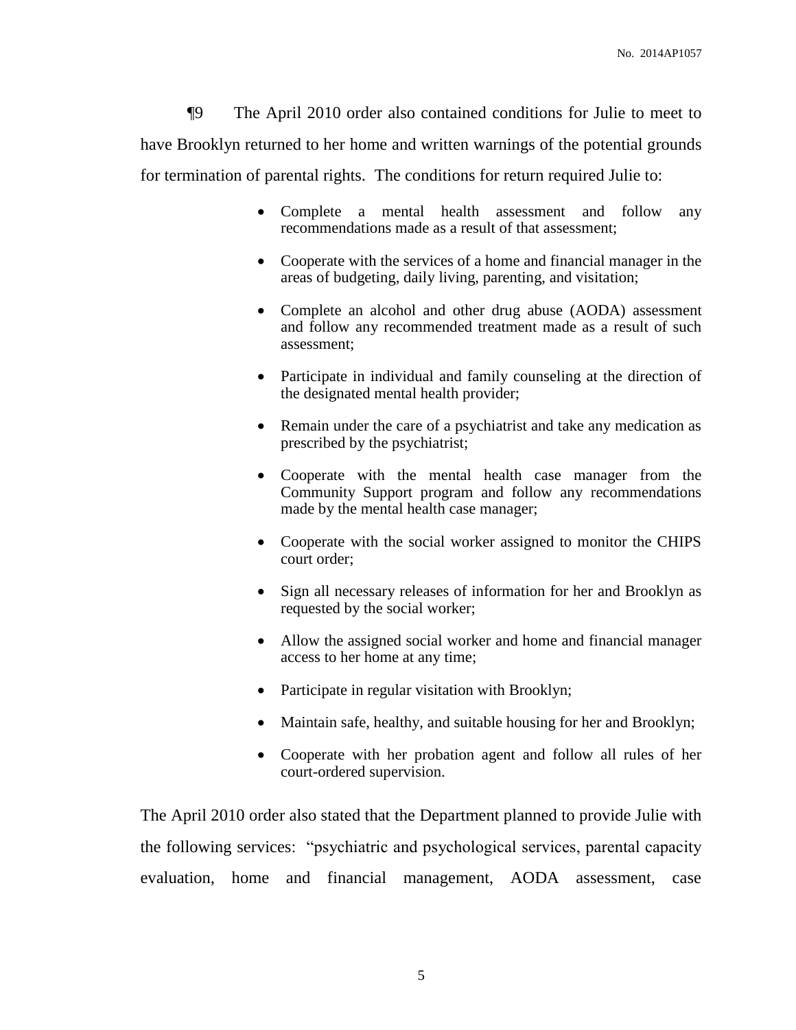¶9 The April 2010 order also contained conditions for Julie to meet to have Brooklyn returned to her home and written warnings of the potential grounds for termination of parental rights. The conditions for return required Julie to:

- Complete a mental health assessment and follow any recommendations made as a result of that assessment;
- Cooperate with the services of a home and financial manager in the areas of budgeting, daily living, parenting, and visitation;
- Complete an alcohol and other drug abuse (AODA) assessment and follow any recommended treatment made as a result of such assessment;
- Participate in individual and family counseling at the direction of the designated mental health provider;
- Remain under the care of a psychiatrist and take any medication as prescribed by the psychiatrist;
- Cooperate with the mental health case manager from the Community Support program and follow any recommendations made by the mental health case manager;
- Cooperate with the social worker assigned to monitor the CHIPS court order;
- Sign all necessary releases of information for her and Brooklyn as requested by the social worker;
- Allow the assigned social worker and home and financial manager access to her home at any time;
- Participate in regular visitation with Brooklyn;
- Maintain safe, healthy, and suitable housing for her and Brooklyn;
- Cooperate with her probation agent and follow all rules of her court-ordered supervision.

The April 2010 order also stated that the Department planned to provide Julie with the following services: "psychiatric and psychological services, parental capacity evaluation, home and financial management, AODA assessment, case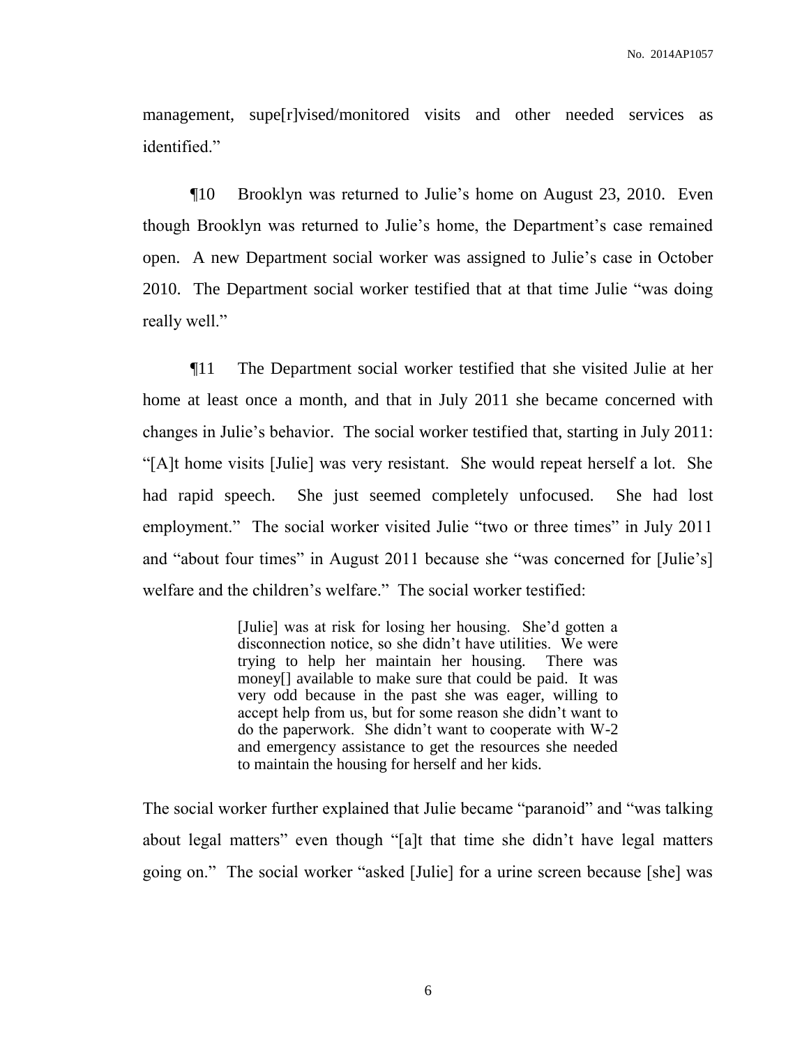management, supe[r]vised/monitored visits and other needed services as identified."

¶10 Brooklyn was returned to Julie's home on August 23, 2010. Even though Brooklyn was returned to Julie's home, the Department's case remained open. A new Department social worker was assigned to Julie's case in October 2010. The Department social worker testified that at that time Julie "was doing really well."

¶11 The Department social worker testified that she visited Julie at her home at least once a month, and that in July 2011 she became concerned with changes in Julie's behavior. The social worker testified that, starting in July 2011: "[A]t home visits [Julie] was very resistant. She would repeat herself a lot. She had rapid speech. She just seemed completely unfocused. She had lost employment." The social worker visited Julie "two or three times" in July 2011 and "about four times" in August 2011 because she "was concerned for [Julie's] welfare and the children's welfare." The social worker testified:

> [Julie] was at risk for losing her housing. She'd gotten a disconnection notice, so she didn't have utilities. We were trying to help her maintain her housing. There was money[] available to make sure that could be paid. It was very odd because in the past she was eager, willing to accept help from us, but for some reason she didn't want to do the paperwork. She didn't want to cooperate with W-2 and emergency assistance to get the resources she needed to maintain the housing for herself and her kids.

The social worker further explained that Julie became "paranoid" and "was talking about legal matters" even though "[a]t that time she didn't have legal matters going on." The social worker "asked [Julie] for a urine screen because [she] was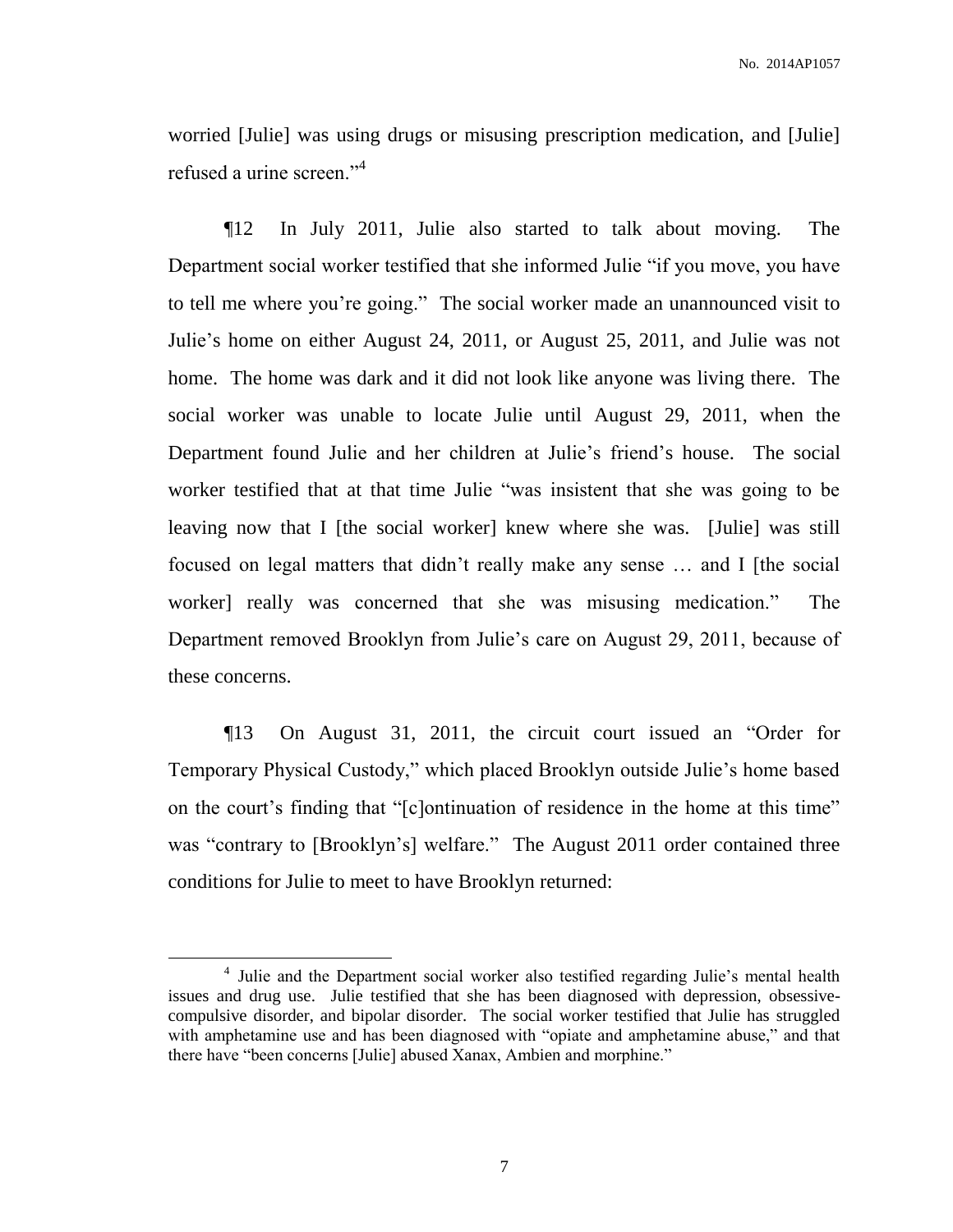worried [Julie] was using drugs or misusing prescription medication, and [Julie] refused a urine screen."[4]

¶12 In July 2011, Julie also started to talk about moving. The Department social worker testified that she informed Julie "if you move, you have to tell me where you're going." The social worker made an unannounced visit to Julie's home on either August 24, 2011, or August 25, 2011, and Julie was not home. The home was dark and it did not look like anyone was living there. The social worker was unable to locate Julie until August 29, 2011, when the Department found Julie and her children at Julie's friend's house. The social worker testified that at that time Julie "was insistent that she was going to be leaving now that I [the social worker] knew where she was. [Julie] was still focused on legal matters that didn't really make any sense … and I [the social worker] really was concerned that she was misusing medication." The Department removed Brooklyn from Julie's care on August 29, 2011, because of these concerns.

¶13 On August 31, 2011, the circuit court issued an "Order for Temporary Physical Custody," which placed Brooklyn outside Julie's home based on the court's finding that "[c]ontinuation of residence in the home at this time" was "contrary to [Brooklyn's] welfare." The August 2011 order contained three conditions for Julie to meet to have Brooklyn returned:

---

[4] Julie and the Department social worker also testified regarding Julie's mental health issues and drug use. Julie testified that she has been diagnosed with depression, obsessive-compulsive disorder, and bipolar disorder. The social worker testified that Julie has struggled with amphetamine use and has been diagnosed with "opiate and amphetamine abuse," and that there have "been concerns [Julie] abused Xanax, Ambien and morphine."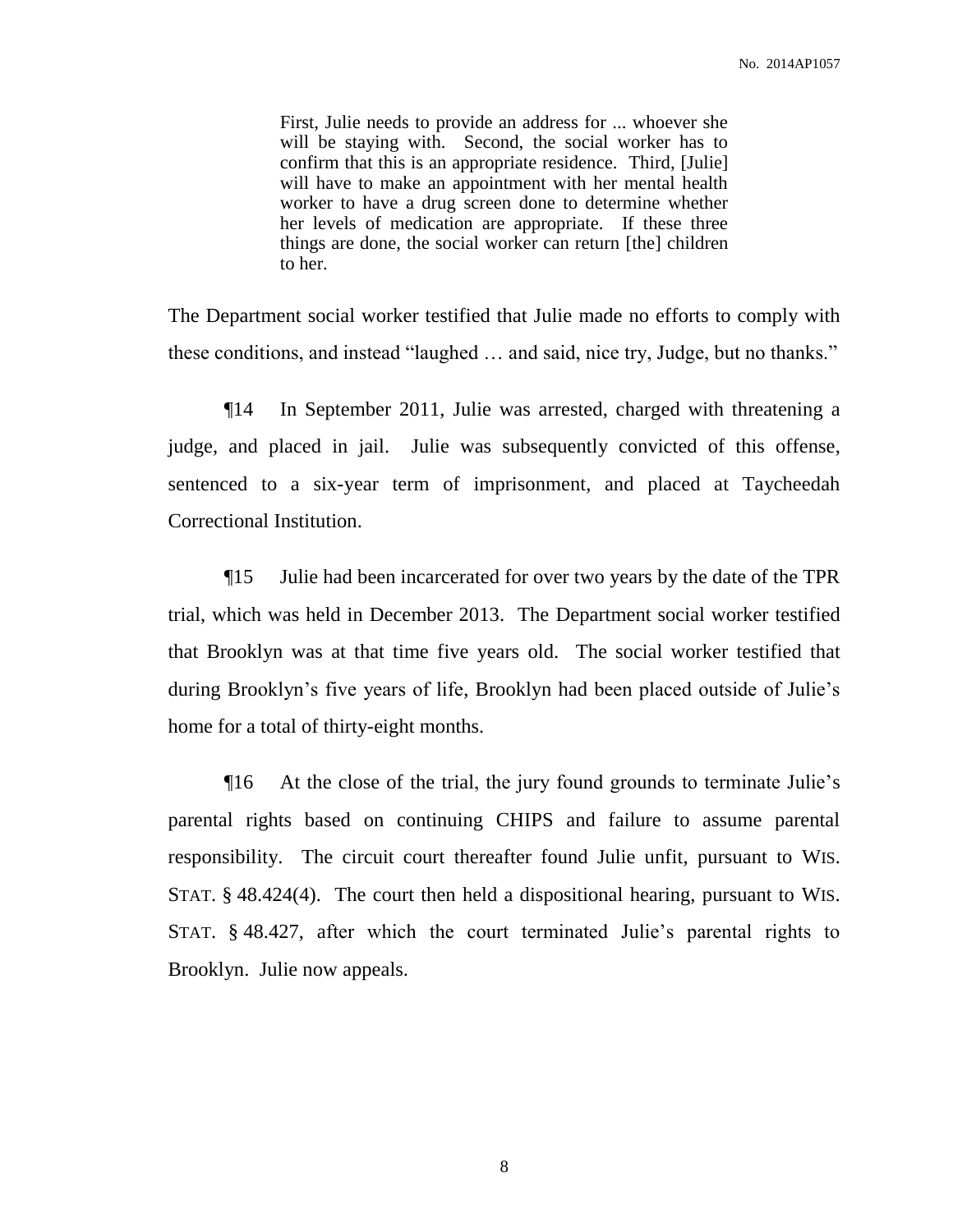> First, Julie needs to provide an address for ... whoever she will be staying with. Second, the social worker has to confirm that this is an appropriate residence. Third, [Julie] will have to make an appointment with her mental health worker to have a drug screen done to determine whether her levels of medication are appropriate. If these three things are done, the social worker can return [the] children to her.

The Department social worker testified that Julie made no efforts to comply with these conditions, and instead "laughed … and said, nice try, Judge, but no thanks."

¶14 In September 2011, Julie was arrested, charged with threatening a judge, and placed in jail. Julie was subsequently convicted of this offense, sentenced to a six-year term of imprisonment, and placed at Taycheedah Correctional Institution.

¶15 Julie had been incarcerated for over two years by the date of the TPR trial, which was held in December 2013. The Department social worker testified that Brooklyn was at that time five years old. The social worker testified that during Brooklyn's five years of life, Brooklyn had been placed outside of Julie's home for a total of thirty-eight months.

¶16 At the close of the trial, the jury found grounds to terminate Julie's parental rights based on continuing CHIPS and failure to assume parental responsibility. The circuit court thereafter found Julie unfit, pursuant to WIS. STAT. § 48.424(4). The court then held a dispositional hearing, pursuant to WIS. STAT. § 48.427, after which the court terminated Julie's parental rights to Brooklyn. Julie now appeals.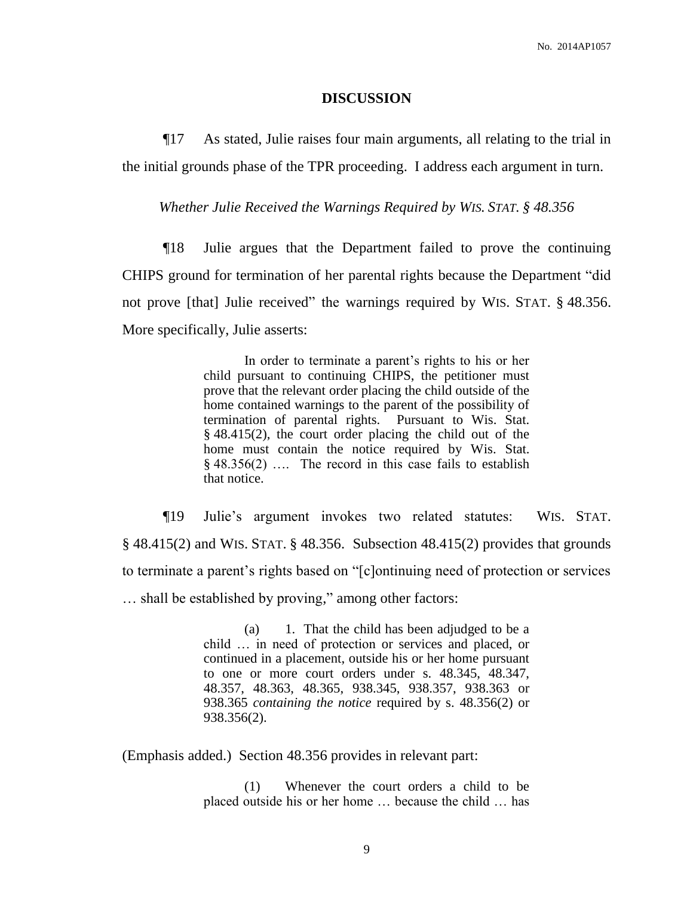## DISCUSSION

¶17 As stated, Julie raises four main arguments, all relating to the trial in the initial grounds phase of the TPR proceeding. I address each argument in turn.

*Whether Julie Received the Warnings Required by WIS. STAT. § 48.356*

¶18 Julie argues that the Department failed to prove the continuing CHIPS ground for termination of her parental rights because the Department "did not prove [that] Julie received" the warnings required by WIS. STAT. § 48.356. More specifically, Julie asserts:

> In order to terminate a parent's rights to his or her child pursuant to continuing CHIPS, the petitioner must prove that the relevant order placing the child outside of the home contained warnings to the parent of the possibility of termination of parental rights. Pursuant to Wis. Stat. § 48.415(2), the court order placing the child out of the home must contain the notice required by Wis. Stat. § 48.356(2) …. The record in this case fails to establish that notice.

¶19 Julie's argument invokes two related statutes: WIS. STAT. § 48.415(2) and WIS. STAT. § 48.356. Subsection 48.415(2) provides that grounds to terminate a parent's rights based on "[c]ontinuing need of protection or services … shall be established by proving," among other factors:

> (a) 1. That the child has been adjudged to be a child … in need of protection or services and placed, or continued in a placement, outside his or her home pursuant to one or more court orders under s. 48.345, 48.347, 48.357, 48.363, 48.365, 938.345, 938.357, 938.363 or 938.365 *containing the notice* required by s. 48.356(2) or 938.356(2).

(Emphasis added.) Section 48.356 provides in relevant part:

> (1) Whenever the court orders a child to be placed outside his or her home … because the child … has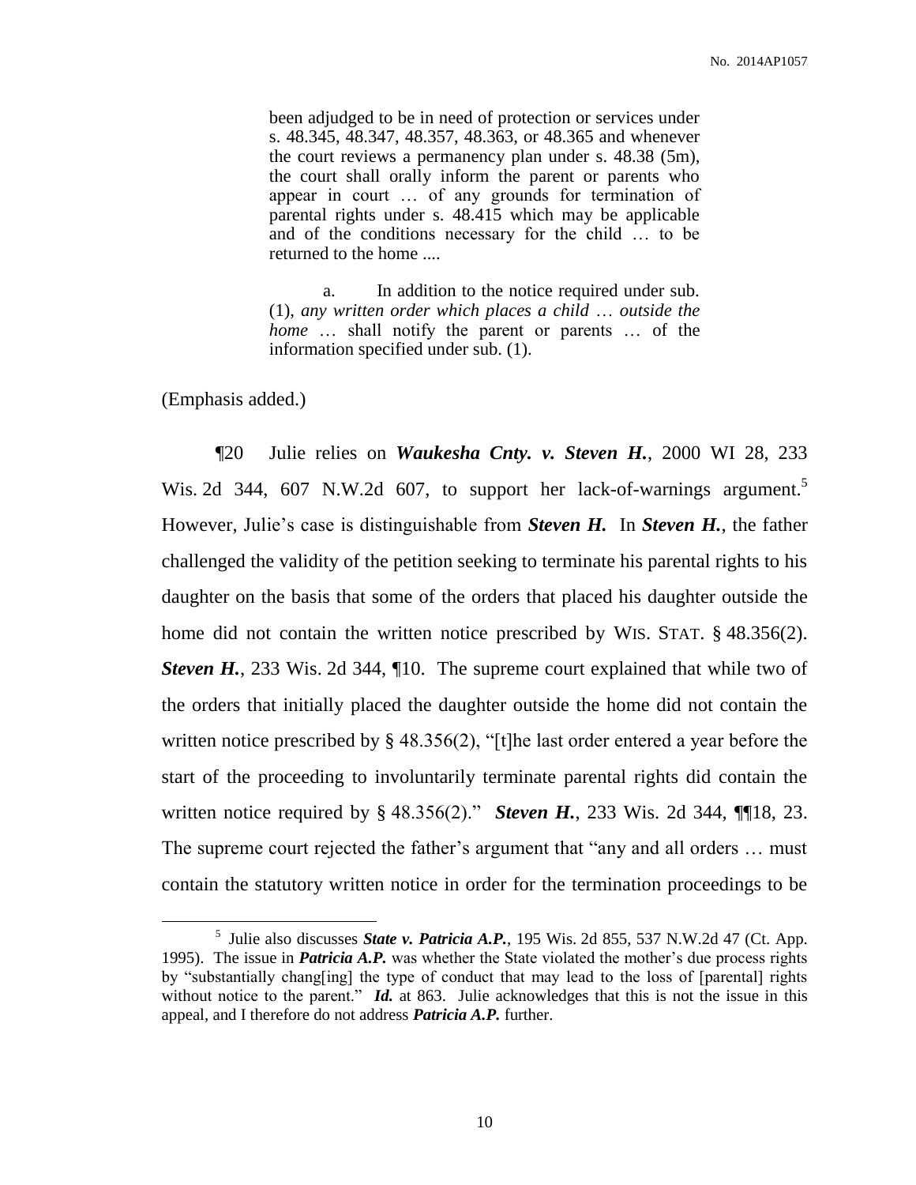> been adjudged to be in need of protection or services under s. 48.345, 48.347, 48.357, 48.363, or 48.365 and whenever the court reviews a permanency plan under s. 48.38 (5m), the court shall orally inform the parent or parents who appear in court … of any grounds for termination of parental rights under s. 48.415 which may be applicable and of the conditions necessary for the child … to be returned to the home ....
>
> a. In addition to the notice required under sub. (1), *any written order which places a child … outside the home* … shall notify the parent or parents … of the information specified under sub. (1).

(Emphasis added.)

¶20 Julie relies on ***Waukesha Cnty. v. Steven H.***, 2000 WI 28, 233 Wis. 2d 344, 607 N.W.2d 607, to support her lack-of-warnings argument.[5] However, Julie's case is distinguishable from ***Steven H.*** In ***Steven H.***, the father challenged the validity of the petition seeking to terminate his parental rights to his daughter on the basis that some of the orders that placed his daughter outside the home did not contain the written notice prescribed by WIS. STAT. § 48.356(2). ***Steven H.***, 233 Wis. 2d 344, ¶10. The supreme court explained that while two of the orders that initially placed the daughter outside the home did not contain the written notice prescribed by § 48.356(2), "[t]he last order entered a year before the start of the proceeding to involuntarily terminate parental rights did contain the written notice required by § 48.356(2)." ***Steven H.***, 233 Wis. 2d 344, ¶¶18, 23. The supreme court rejected the father's argument that "any and all orders … must contain the statutory written notice in order for the termination proceedings to be

[5] Julie also discusses ***State v. Patricia A.P.***, 195 Wis. 2d 855, 537 N.W.2d 47 (Ct. App. 1995). The issue in ***Patricia A.P.*** was whether the State violated the mother's due process rights by "substantially chang[ing] the type of conduct that may lead to the loss of [parental] rights without notice to the parent." ***Id.*** at 863. Julie acknowledges that this is not the issue in this appeal, and I therefore do not address ***Patricia A.P.*** further.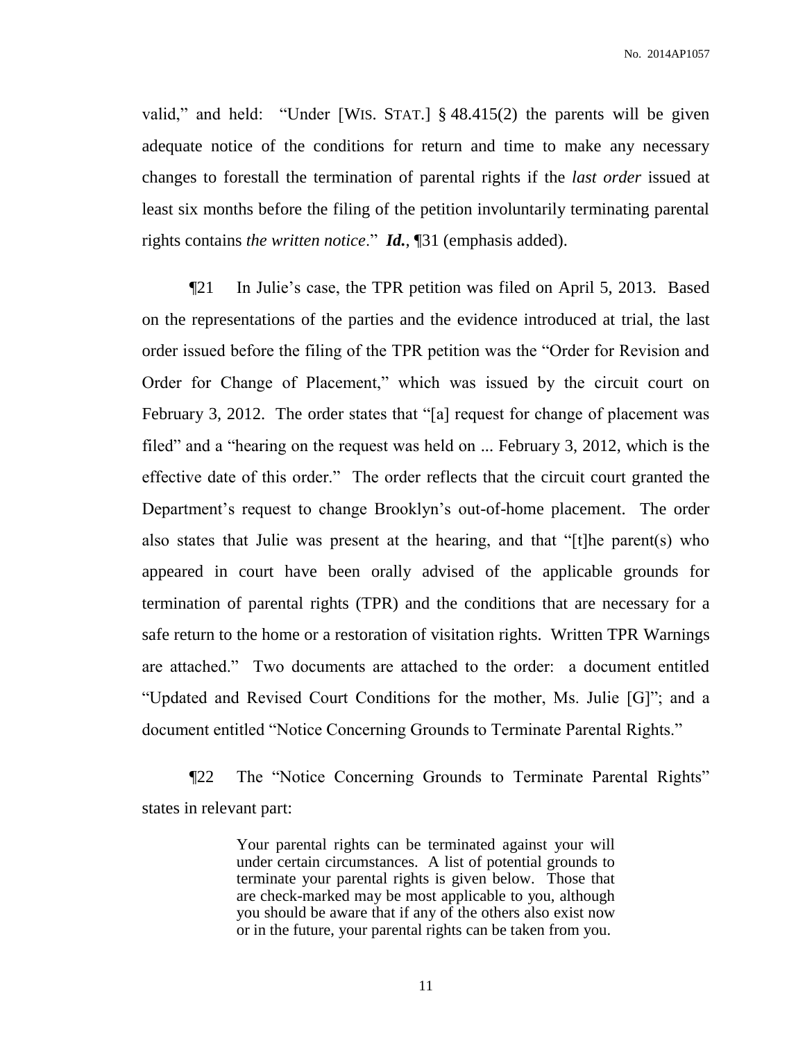valid," and held: "Under [WIS. STAT.] § 48.415(2) the parents will be given adequate notice of the conditions for return and time to make any necessary changes to forestall the termination of parental rights if the *last order* issued at least six months before the filing of the petition involuntarily terminating parental rights contains *the written notice*." ***Id.***, ¶31 (emphasis added).

¶21 In Julie's case, the TPR petition was filed on April 5, 2013. Based on the representations of the parties and the evidence introduced at trial, the last order issued before the filing of the TPR petition was the "Order for Revision and Order for Change of Placement," which was issued by the circuit court on February 3, 2012. The order states that "[a] request for change of placement was filed" and a "hearing on the request was held on ... February 3, 2012, which is the effective date of this order." The order reflects that the circuit court granted the Department's request to change Brooklyn's out-of-home placement. The order also states that Julie was present at the hearing, and that "[t]he parent(s) who appeared in court have been orally advised of the applicable grounds for termination of parental rights (TPR) and the conditions that are necessary for a safe return to the home or a restoration of visitation rights. Written TPR Warnings are attached." Two documents are attached to the order: a document entitled "Updated and Revised Court Conditions for the mother, Ms. Julie [G]"; and a document entitled "Notice Concerning Grounds to Terminate Parental Rights."

¶22 The "Notice Concerning Grounds to Terminate Parental Rights" states in relevant part:

> Your parental rights can be terminated against your will under certain circumstances. A list of potential grounds to terminate your parental rights is given below. Those that are check-marked may be most applicable to you, although you should be aware that if any of the others also exist now or in the future, your parental rights can be taken from you.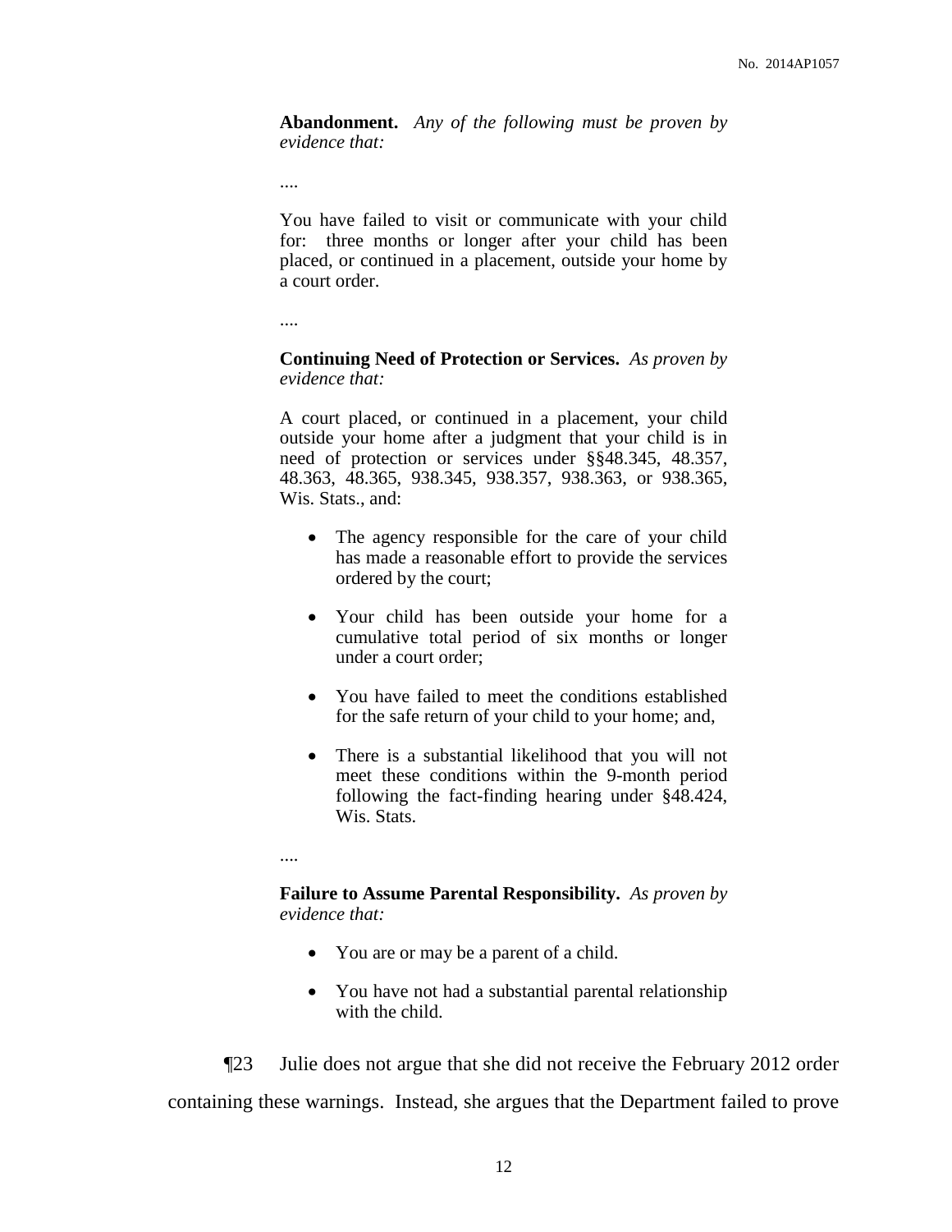> **Abandonment.** *Any of the following must be proven by evidence that:*
>
> ....
>
> You have failed to visit or communicate with your child for: three months or longer after your child has been placed, or continued in a placement, outside your home by a court order.
>
> ....
>
> **Continuing Need of Protection or Services.** *As proven by evidence that:*
>
> A court placed, or continued in a placement, your child outside your home after a judgment that your child is in need of protection or services under §§48.345, 48.357, 48.363, 48.365, 938.345, 938.357, 938.363, or 938.365, Wis. Stats., and:
>
> - The agency responsible for the care of your child has made a reasonable effort to provide the services ordered by the court;
> - Your child has been outside your home for a cumulative total period of six months or longer under a court order;
> - You have failed to meet the conditions established for the safe return of your child to your home; and,
> - There is a substantial likelihood that you will not meet these conditions within the 9-month period following the fact-finding hearing under §48.424, Wis. Stats.
>
> ....
>
> **Failure to Assume Parental Responsibility.** *As proven by evidence that:*
>
> - You are or may be a parent of a child.
> - You have not had a substantial parental relationship with the child.

¶23 Julie does not argue that she did not receive the February 2012 order containing these warnings. Instead, she argues that the Department failed to prove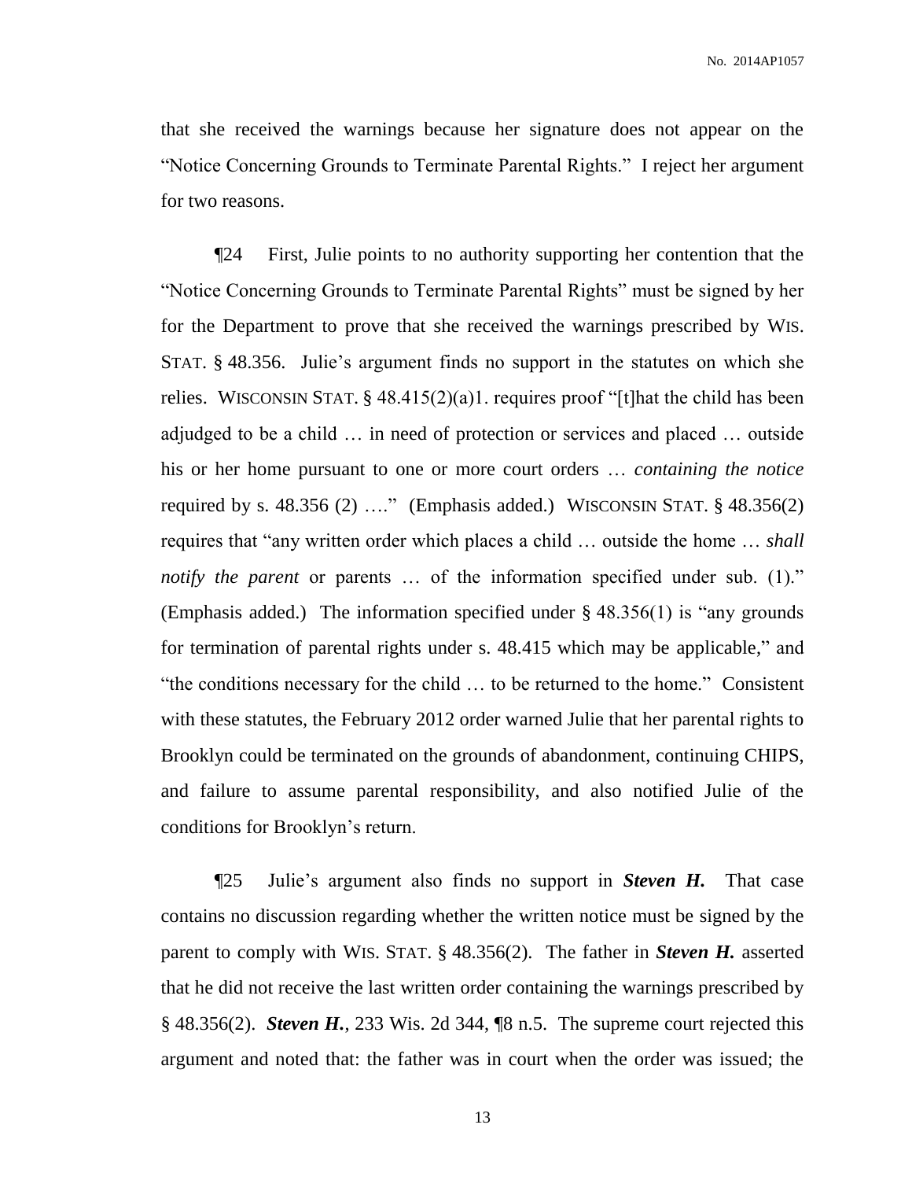that she received the warnings because her signature does not appear on the "Notice Concerning Grounds to Terminate Parental Rights." I reject her argument for two reasons.

¶24 First, Julie points to no authority supporting her contention that the "Notice Concerning Grounds to Terminate Parental Rights" must be signed by her for the Department to prove that she received the warnings prescribed by WIS. STAT. § 48.356. Julie's argument finds no support in the statutes on which she relies. WISCONSIN STAT. § 48.415(2)(a)1. requires proof "[t]hat the child has been adjudged to be a child … in need of protection or services and placed … outside his or her home pursuant to one or more court orders … *containing the notice* required by s. 48.356 (2) …." (Emphasis added.) WISCONSIN STAT. § 48.356(2) requires that "any written order which places a child … outside the home … *shall notify the parent* or parents … of the information specified under sub. (1)." (Emphasis added.) The information specified under § 48.356(1) is "any grounds for termination of parental rights under s. 48.415 which may be applicable," and "the conditions necessary for the child … to be returned to the home." Consistent with these statutes, the February 2012 order warned Julie that her parental rights to Brooklyn could be terminated on the grounds of abandonment, continuing CHIPS, and failure to assume parental responsibility, and also notified Julie of the conditions for Brooklyn's return.

¶25 Julie's argument also finds no support in ***Steven H.*** That case contains no discussion regarding whether the written notice must be signed by the parent to comply with WIS. STAT. § 48.356(2). The father in ***Steven H.*** asserted that he did not receive the last written order containing the warnings prescribed by § 48.356(2). ***Steven H.***, 233 Wis. 2d 344, ¶8 n.5. The supreme court rejected this argument and noted that: the father was in court when the order was issued; the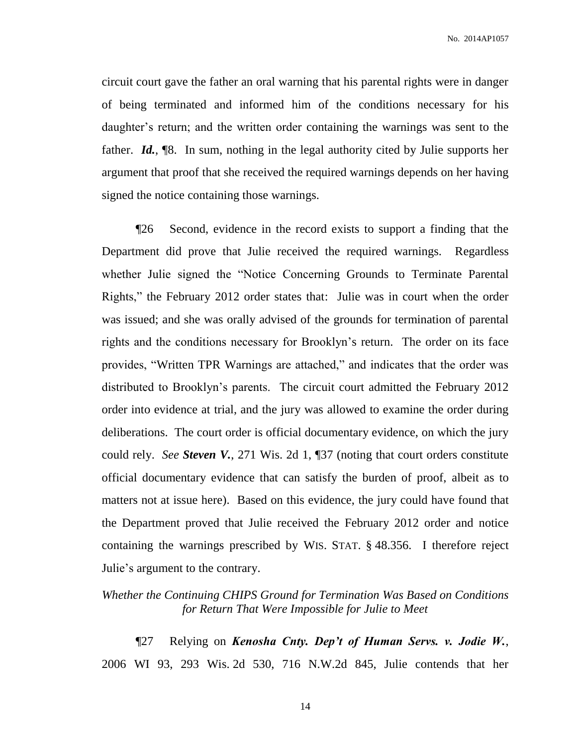circuit court gave the father an oral warning that his parental rights were in danger of being terminated and informed him of the conditions necessary for his daughter's return; and the written order containing the warnings was sent to the father. ***Id.***, ¶8. In sum, nothing in the legal authority cited by Julie supports her argument that proof that she received the required warnings depends on her having signed the notice containing those warnings.

¶26 Second, evidence in the record exists to support a finding that the Department did prove that Julie received the required warnings. Regardless whether Julie signed the "Notice Concerning Grounds to Terminate Parental Rights," the February 2012 order states that: Julie was in court when the order was issued; and she was orally advised of the grounds for termination of parental rights and the conditions necessary for Brooklyn's return. The order on its face provides, "Written TPR Warnings are attached," and indicates that the order was distributed to Brooklyn's parents. The circuit court admitted the February 2012 order into evidence at trial, and the jury was allowed to examine the order during deliberations. The court order is official documentary evidence, on which the jury could rely. *See* ***Steven V.***, 271 Wis. 2d 1, ¶37 (noting that court orders constitute official documentary evidence that can satisfy the burden of proof, albeit as to matters not at issue here). Based on this evidence, the jury could have found that the Department proved that Julie received the February 2012 order and notice containing the warnings prescribed by WIS. STAT. § 48.356. I therefore reject Julie's argument to the contrary.

*Whether the Continuing CHIPS Ground for Termination Was Based on Conditions for Return That Were Impossible for Julie to Meet*

¶27 Relying on ***Kenosha Cnty. Dep't of Human Servs. v. Jodie W.***, 2006 WI 93, 293 Wis. 2d 530, 716 N.W.2d 845, Julie contends that her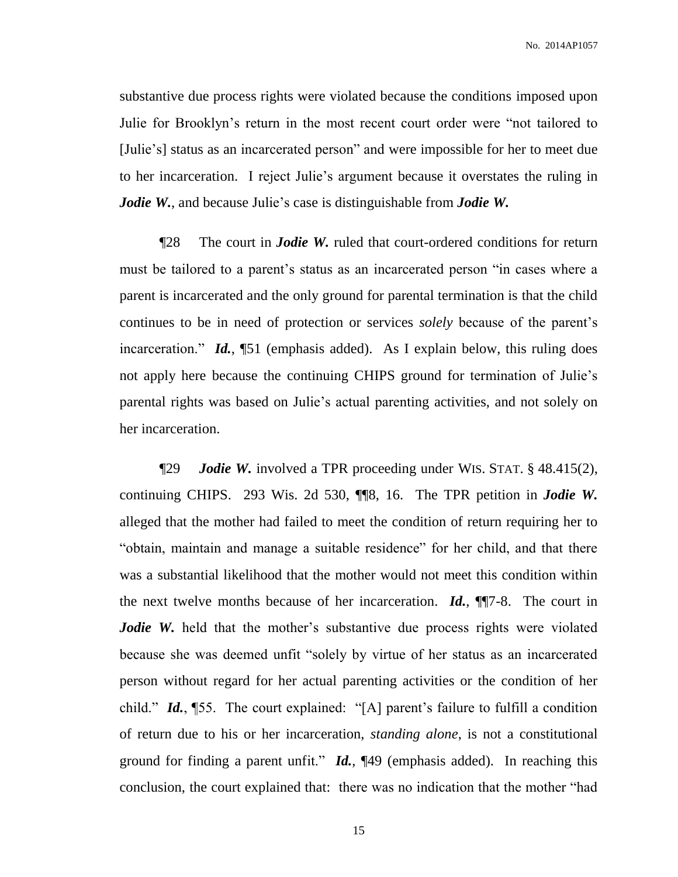substantive due process rights were violated because the conditions imposed upon Julie for Brooklyn's return in the most recent court order were "not tailored to [Julie's] status as an incarcerated person" and were impossible for her to meet due to her incarceration. I reject Julie's argument because it overstates the ruling in ***Jodie W.***, and because Julie's case is distinguishable from ***Jodie W.***

¶28 The court in ***Jodie W.*** ruled that court-ordered conditions for return must be tailored to a parent's status as an incarcerated person "in cases where a parent is incarcerated and the only ground for parental termination is that the child continues to be in need of protection or services *solely* because of the parent's incarceration." ***Id.***, ¶51 (emphasis added). As I explain below, this ruling does not apply here because the continuing CHIPS ground for termination of Julie's parental rights was based on Julie's actual parenting activities, and not solely on her incarceration.

¶29 ***Jodie W.*** involved a TPR proceeding under WIS. STAT. § 48.415(2), continuing CHIPS. 293 Wis. 2d 530, ¶¶8, 16. The TPR petition in ***Jodie W.*** alleged that the mother had failed to meet the condition of return requiring her to "obtain, maintain and manage a suitable residence" for her child, and that there was a substantial likelihood that the mother would not meet this condition within the next twelve months because of her incarceration. ***Id.***, ¶¶7-8. The court in ***Jodie W.*** held that the mother's substantive due process rights were violated because she was deemed unfit "solely by virtue of her status as an incarcerated person without regard for her actual parenting activities or the condition of her child." ***Id.***, ¶55. The court explained: "[A] parent's failure to fulfill a condition of return due to his or her incarceration, *standing alone*, is not a constitutional ground for finding a parent unfit." ***Id.***, ¶49 (emphasis added). In reaching this conclusion, the court explained that: there was no indication that the mother "had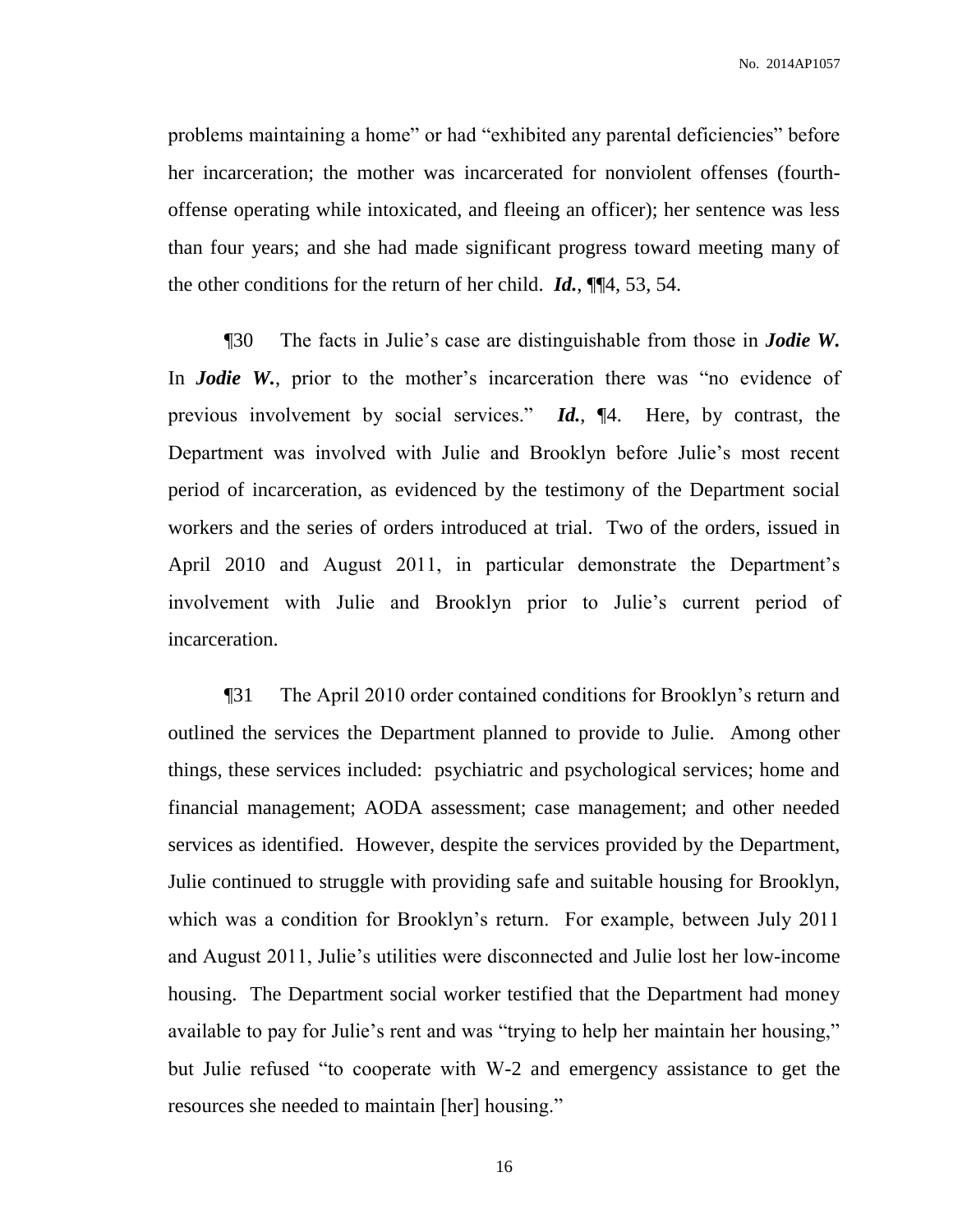problems maintaining a home" or had "exhibited any parental deficiencies" before her incarceration; the mother was incarcerated for nonviolent offenses (fourth-offense operating while intoxicated, and fleeing an officer); her sentence was less than four years; and she had made significant progress toward meeting many of the other conditions for the return of her child. ***Id.***, ¶¶4, 53, 54.

¶30 The facts in Julie's case are distinguishable from those in ***Jodie W.*** In ***Jodie W.***, prior to the mother's incarceration there was "no evidence of previous involvement by social services." ***Id.***, ¶4. Here, by contrast, the Department was involved with Julie and Brooklyn before Julie's most recent period of incarceration, as evidenced by the testimony of the Department social workers and the series of orders introduced at trial. Two of the orders, issued in April 2010 and August 2011, in particular demonstrate the Department's involvement with Julie and Brooklyn prior to Julie's current period of incarceration.

¶31 The April 2010 order contained conditions for Brooklyn's return and outlined the services the Department planned to provide to Julie. Among other things, these services included: psychiatric and psychological services; home and financial management; AODA assessment; case management; and other needed services as identified. However, despite the services provided by the Department, Julie continued to struggle with providing safe and suitable housing for Brooklyn, which was a condition for Brooklyn's return. For example, between July 2011 and August 2011, Julie's utilities were disconnected and Julie lost her low-income housing. The Department social worker testified that the Department had money available to pay for Julie's rent and was "trying to help her maintain her housing," but Julie refused "to cooperate with W-2 and emergency assistance to get the resources she needed to maintain [her] housing."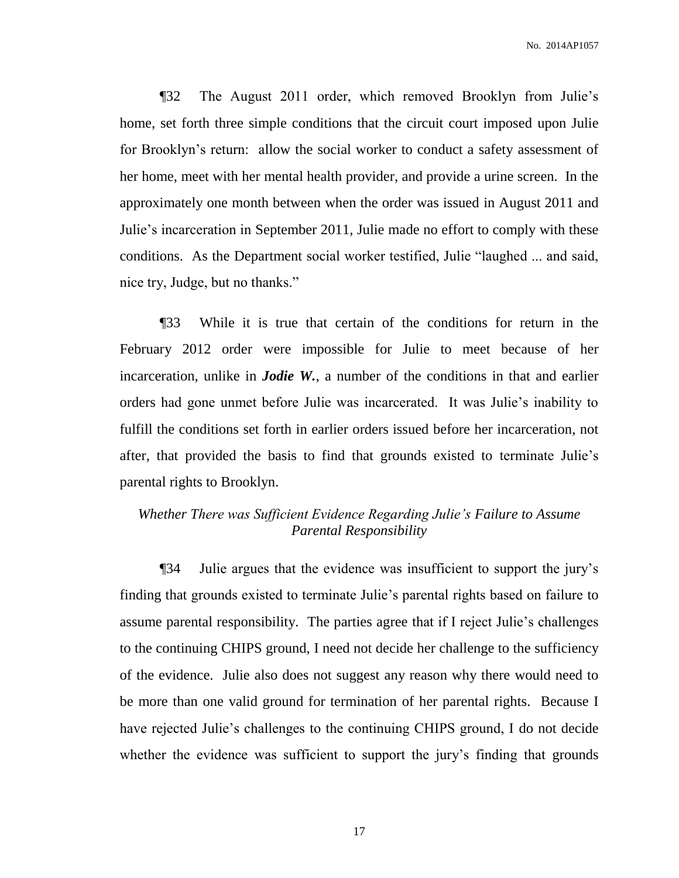¶32 The August 2011 order, which removed Brooklyn from Julie's home, set forth three simple conditions that the circuit court imposed upon Julie for Brooklyn's return: allow the social worker to conduct a safety assessment of her home, meet with her mental health provider, and provide a urine screen. In the approximately one month between when the order was issued in August 2011 and Julie's incarceration in September 2011, Julie made no effort to comply with these conditions. As the Department social worker testified, Julie "laughed ... and said, nice try, Judge, but no thanks."

¶33 While it is true that certain of the conditions for return in the February 2012 order were impossible for Julie to meet because of her incarceration, unlike in ***Jodie W.***, a number of the conditions in that and earlier orders had gone unmet before Julie was incarcerated. It was Julie's inability to fulfill the conditions set forth in earlier orders issued before her incarceration, not after, that provided the basis to find that grounds existed to terminate Julie's parental rights to Brooklyn.

*Whether There was Sufficient Evidence Regarding Julie's Failure to Assume Parental Responsibility*

¶34 Julie argues that the evidence was insufficient to support the jury's finding that grounds existed to terminate Julie's parental rights based on failure to assume parental responsibility. The parties agree that if I reject Julie's challenges to the continuing CHIPS ground, I need not decide her challenge to the sufficiency of the evidence. Julie also does not suggest any reason why there would need to be more than one valid ground for termination of her parental rights. Because I have rejected Julie's challenges to the continuing CHIPS ground, I do not decide whether the evidence was sufficient to support the jury's finding that grounds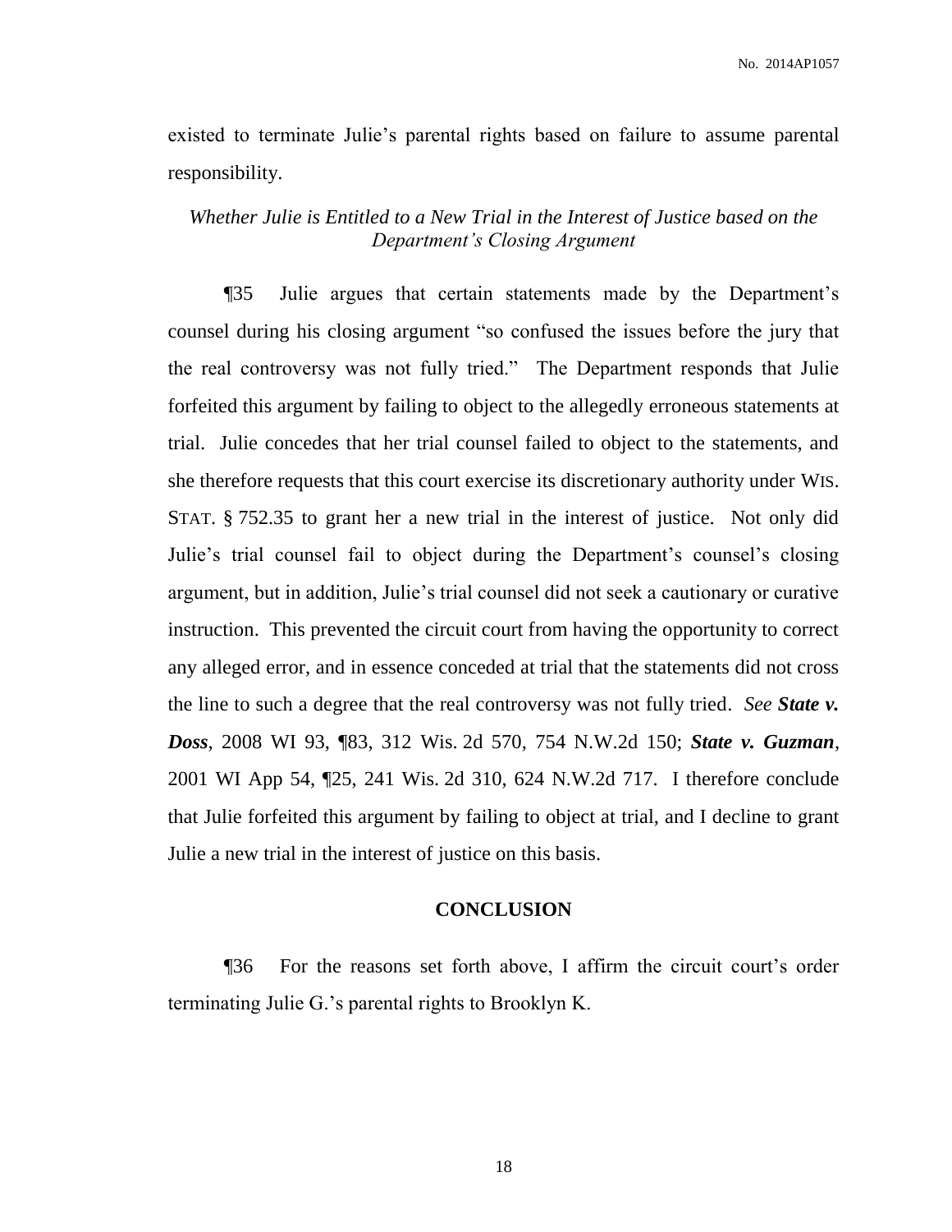existed to terminate Julie's parental rights based on failure to assume parental responsibility.

### *Whether Julie is Entitled to a New Trial in the Interest of Justice based on the Department's Closing Argument*

¶35 Julie argues that certain statements made by the Department's counsel during his closing argument "so confused the issues before the jury that the real controversy was not fully tried." The Department responds that Julie forfeited this argument by failing to object to the allegedly erroneous statements at trial. Julie concedes that her trial counsel failed to object to the statements, and she therefore requests that this court exercise its discretionary authority under WIS. STAT. § 752.35 to grant her a new trial in the interest of justice. Not only did Julie's trial counsel fail to object during the Department's counsel's closing argument, but in addition, Julie's trial counsel did not seek a cautionary or curative instruction. This prevented the circuit court from having the opportunity to correct any alleged error, and in essence conceded at trial that the statements did not cross the line to such a degree that the real controversy was not fully tried. *See* ***State v. Doss***, 2008 WI 93, ¶83, 312 Wis. 2d 570, 754 N.W.2d 150; ***State v. Guzman***, 2001 WI App 54, ¶25, 241 Wis. 2d 310, 624 N.W.2d 717. I therefore conclude that Julie forfeited this argument by failing to object at trial, and I decline to grant Julie a new trial in the interest of justice on this basis.

## CONCLUSION

¶36 For the reasons set forth above, I affirm the circuit court's order terminating Julie G.'s parental rights to Brooklyn K.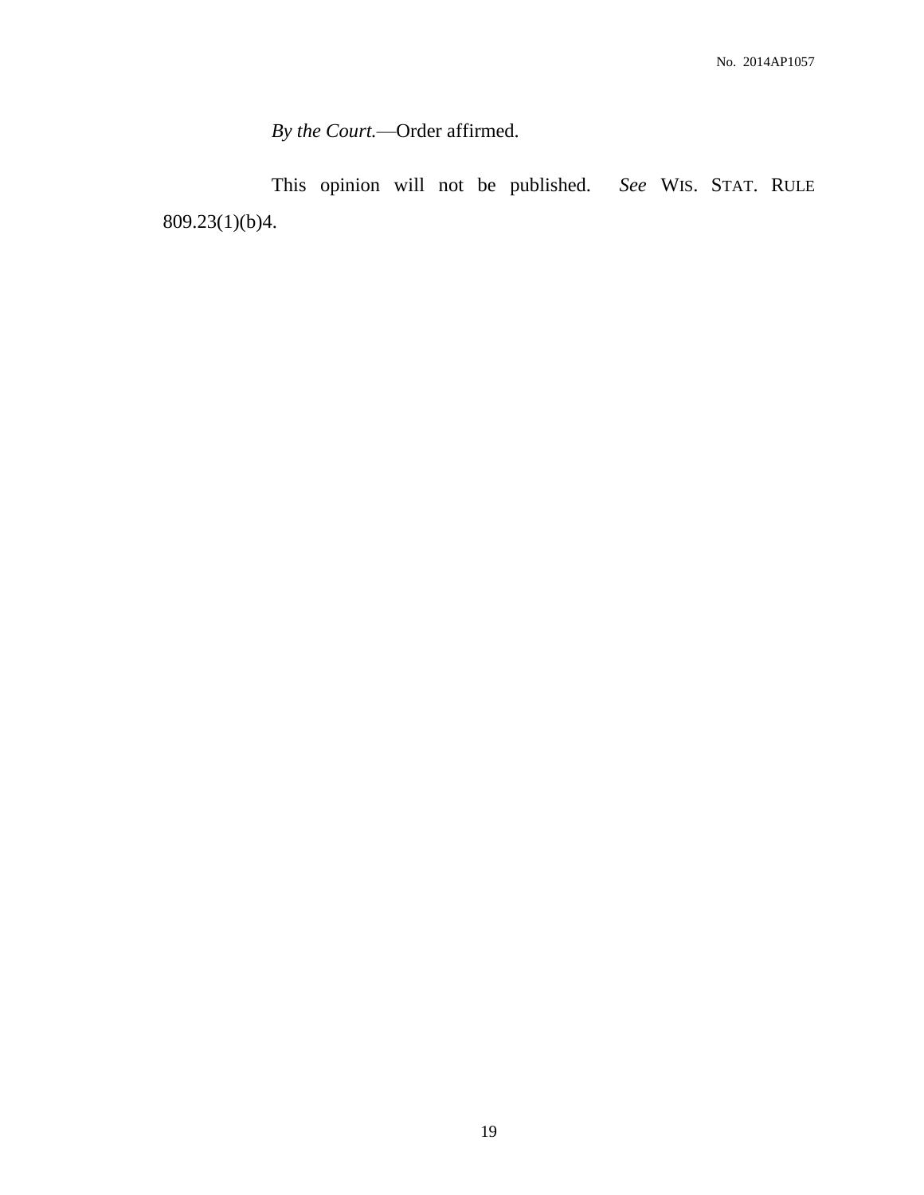*By the Court.*—Order affirmed.

This opinion will not be published. *See* WIS. STAT. RULE 809.23(1)(b)4.